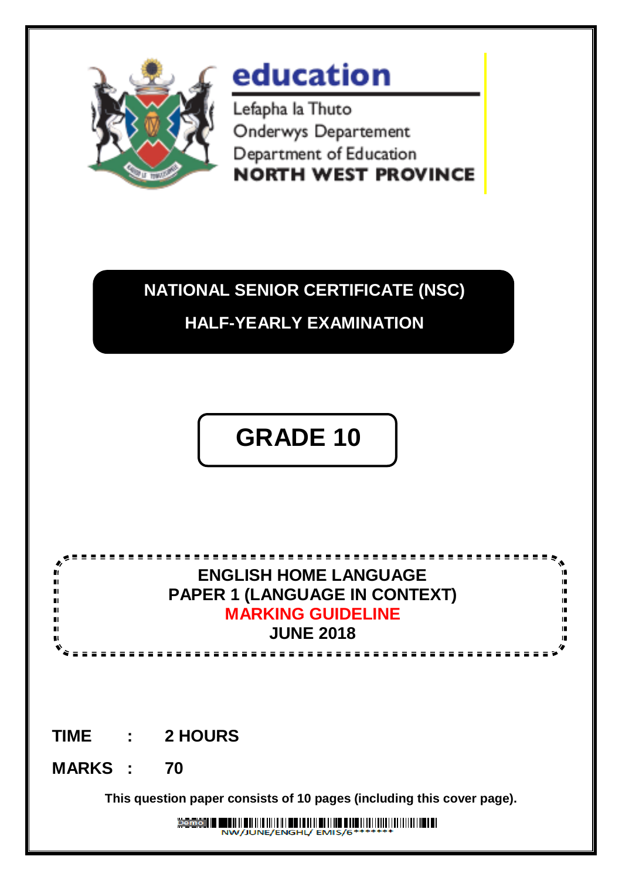# education

Lefapha la Thuto
Onderwys Departement
Department of Education
**NORTH WEST PROVINCE**

## NATIONAL SENIOR CERTIFICATE (NSC)

## HALF-YEARLY EXAMINATION

# GRADE 10

**ENGLISH HOME LANGUAGE**
**PAPER 1 (LANGUAGE IN CONTEXT)**
**MARKING GUIDELINE**
**JUNE 2018**

**TIME : 2 HOURS**

**MARKS : 70**

**This question paper consists of 10 pages (including this cover page).**

NW/JUNE/ENGHL/ EMIS/6*******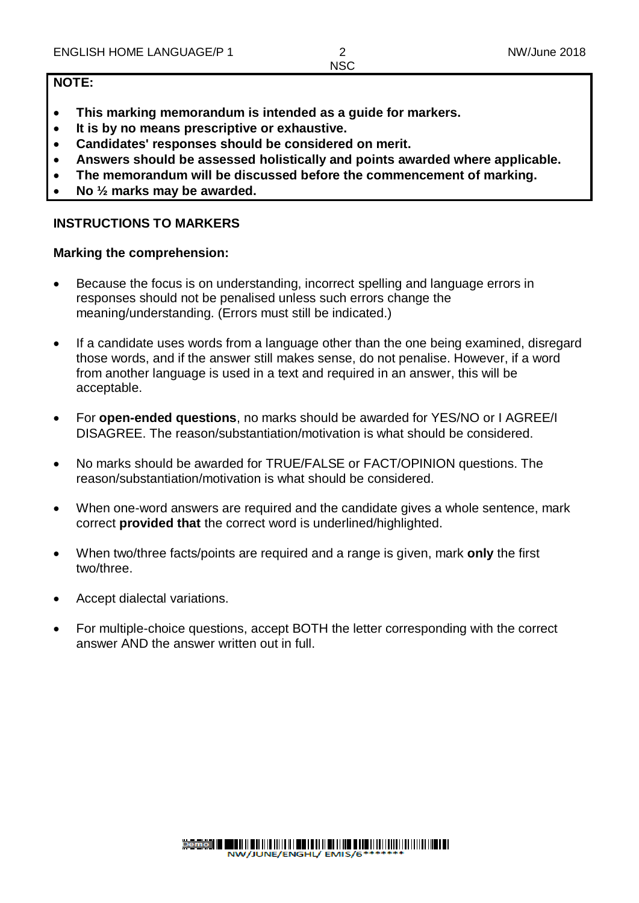**NOTE:**

- **This marking memorandum is intended as a guide for markers.**
- **It is by no means prescriptive or exhaustive.**
- **Candidates' responses should be considered on merit.**
- **Answers should be assessed holistically and points awarded where applicable.**
- **The memorandum will be discussed before the commencement of marking.**
- **No ½ marks may be awarded.**

**INSTRUCTIONS TO MARKERS**

**Marking the comprehension:**

- Because the focus is on understanding, incorrect spelling and language errors in responses should not be penalised unless such errors change the meaning/understanding. (Errors must still be indicated.)
- If a candidate uses words from a language other than the one being examined, disregard those words, and if the answer still makes sense, do not penalise. However, if a word from another language is used in a text and required in an answer, this will be acceptable.
- For **open-ended questions**, no marks should be awarded for YES/NO or I AGREE/I DISAGREE. The reason/substantiation/motivation is what should be considered.
- No marks should be awarded for TRUE/FALSE or FACT/OPINION questions. The reason/substantiation/motivation is what should be considered.
- When one-word answers are required and the candidate gives a whole sentence, mark correct **provided that** the correct word is underlined/highlighted.
- When two/three facts/points are required and a range is given, mark **only** the first two/three.
- Accept dialectal variations.
- For multiple-choice questions, accept BOTH the letter corresponding with the correct answer AND the answer written out in full.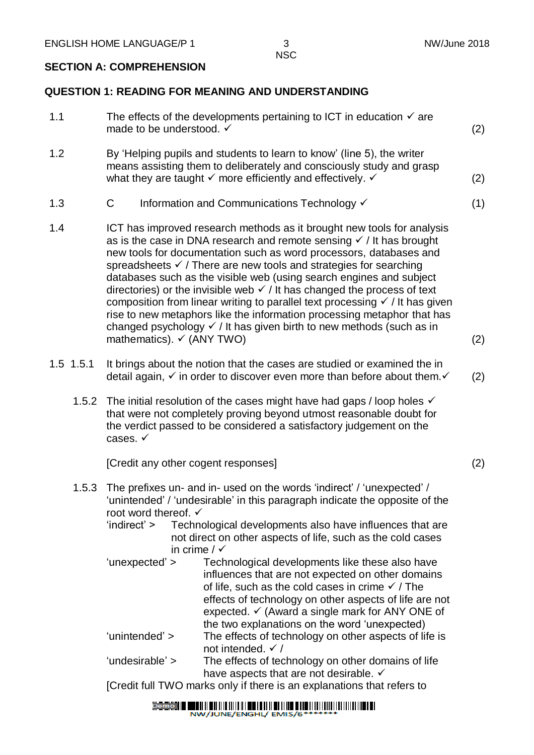## SECTION A: COMPREHENSION

### QUESTION 1: READING FOR MEANING AND UNDERSTANDING

1.1 The effects of the developments pertaining to ICT in education ✓ are made to be understood. ✓ (2)

1.2 By 'Helping pupils and students to learn to know' (line 5), the writer means assisting them to deliberately and consciously study and grasp what they are taught ✓ more efficiently and effectively. ✓ (2)

1.3 C Information and Communications Technology ✓ (1)

1.4 ICT has improved research methods as it brought new tools for analysis as is the case in DNA research and remote sensing ✓ / It has brought new tools for documentation such as word processors, databases and spreadsheets ✓ / There are new tools and strategies for searching databases such as the visible web (using search engines and subject directories) or the invisible web ✓ / It has changed the process of text composition from linear writing to parallel text processing ✓ / It has given rise to new metaphors like the information processing metaphor that has changed psychology ✓ / It has given birth to new methods (such as in mathematics). ✓ (ANY TWO) (2)

1.5 1.5.1 It brings about the notion that the cases are studied or examined the in detail again, ✓ in order to discover even more than before about them.✓ (2)

1.5.2 The initial resolution of the cases might have had gaps / loop holes ✓ that were not completely proving beyond utmost reasonable doubt for the verdict passed to be considered a satisfactory judgement on the cases. ✓

[Credit any other cogent responses] (2)

1.5.3 The prefixes un- and in- used on the words 'indirect' / 'unexpected' / 'unintended' / 'undesirable' in this paragraph indicate the opposite of the root word thereof. ✓

'indirect' > Technological developments also have influences that are not direct on other aspects of life, such as the cold cases in crime / ✓

'unexpected' > Technological developments like these also have influences that are not expected on other domains of life, such as the cold cases in crime ✓ / The effects of technology on other aspects of life are not expected. ✓ (Award a single mark for ANY ONE of the two explanations on the word 'unexpected)

'unintended' > The effects of technology on other aspects of life is not intended. ✓ /

'undesirable' > The effects of technology on other domains of life have aspects that are not desirable. ✓

[Credit full TWO marks only if there is an explanations that refers to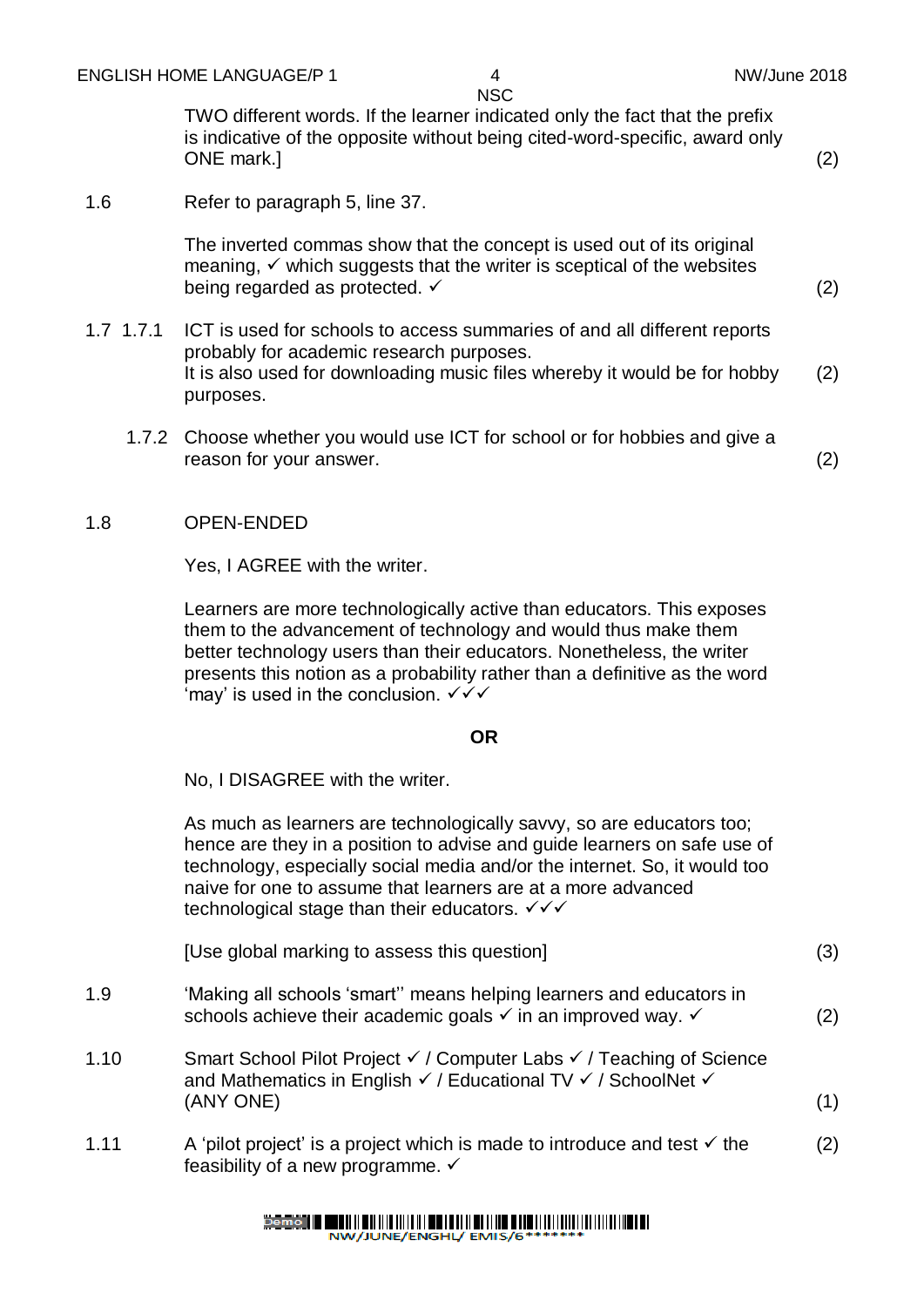TWO different words. If the learner indicated only the fact that the prefix is indicative of the opposite without being cited-word-specific, award only ONE mark.] (2)

1.6 Refer to paragraph 5, line 37.

The inverted commas show that the concept is used out of its original meaning, ✓ which suggests that the writer is sceptical of the websites being regarded as protected. ✓ (2)

1.7 1.7.1 ICT is used for schools to access summaries of and all different reports probably for academic research purposes.
It is also used for downloading music files whereby it would be for hobby purposes. (2)

1.7.2 Choose whether you would use ICT for school or for hobbies and give a reason for your answer. (2)

1.8 OPEN-ENDED

Yes, I AGREE with the writer.

Learners are more technologically active than educators. This exposes them to the advancement of technology and would thus make them better technology users than their educators. Nonetheless, the writer presents this notion as a probability rather than a definitive as the word 'may' is used in the conclusion. ✓✓✓

**OR**

No, I DISAGREE with the writer.

As much as learners are technologically savvy, so are educators too; hence are they in a position to advise and guide learners on safe use of technology, especially social media and/or the internet. So, it would too naive for one to assume that learners are at a more advanced technological stage than their educators. ✓✓✓

[Use global marking to assess this question] (3)

1.9 'Making all schools 'smart'' means helping learners and educators in schools achieve their academic goals ✓ in an improved way. ✓ (2)

1.10 Smart School Pilot Project ✓ / Computer Labs ✓ / Teaching of Science and Mathematics in English ✓ / Educational TV ✓ / SchoolNet ✓ (ANY ONE) (1)

1.11 A 'pilot project' is a project which is made to introduce and test ✓ the feasibility of a new programme. ✓ (2)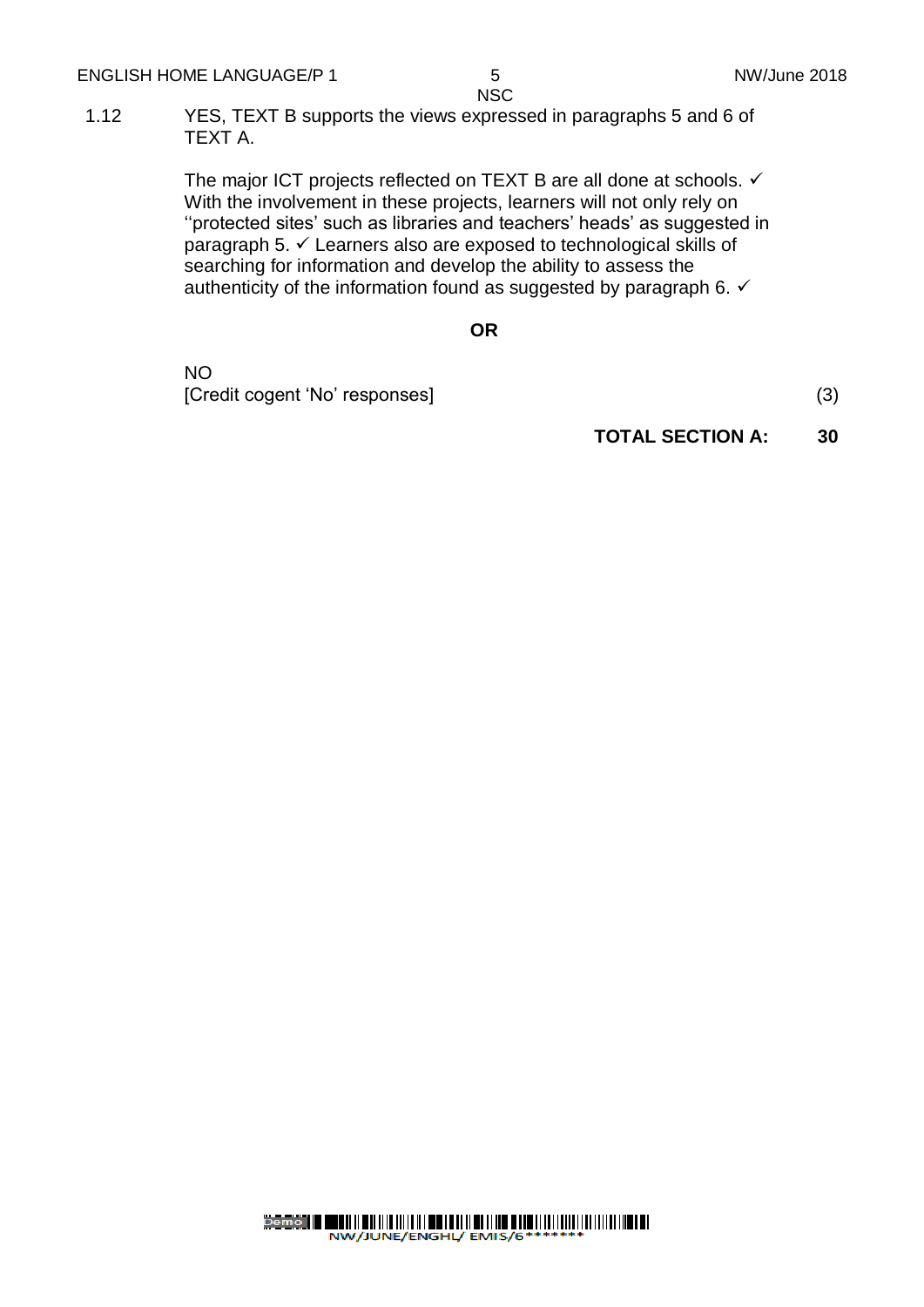1.12 YES, TEXT B supports the views expressed in paragraphs 5 and 6 of TEXT A.

The major ICT projects reflected on TEXT B are all done at schools. ✓ With the involvement in these projects, learners will not only rely on ''protected sites' such as libraries and teachers' heads' as suggested in paragraph 5. ✓ Learners also are exposed to technological skills of searching for information and develop the ability to assess the authenticity of the information found as suggested by paragraph 6. ✓

**OR**

NO
[Credit cogent 'No' responses] (3)

**TOTAL SECTION A: 30**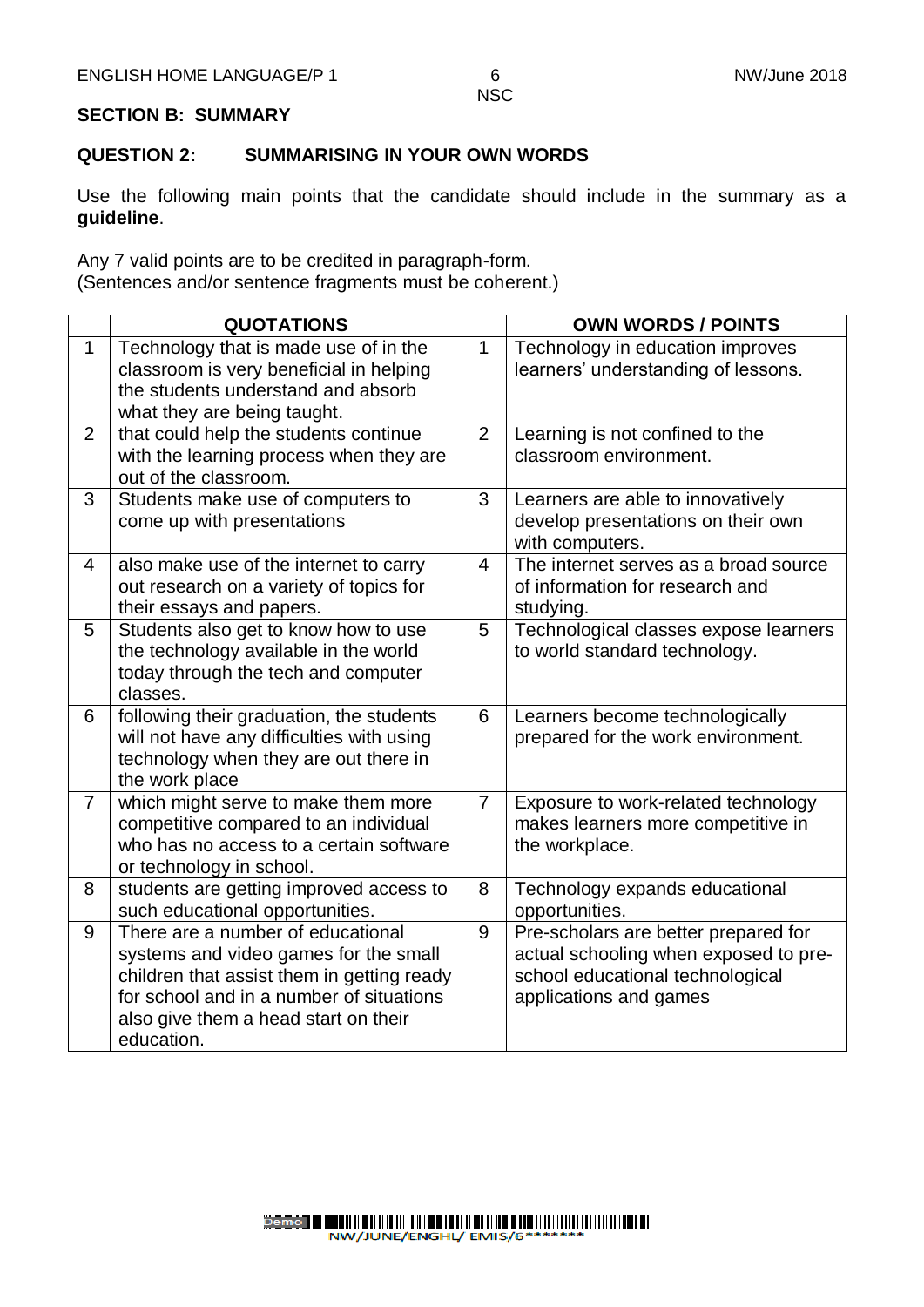## SECTION B: SUMMARY

### QUESTION 2: SUMMARISING IN YOUR OWN WORDS

Use the following main points that the candidate should include in the summary as a **guideline**.

Any 7 valid points are to be credited in paragraph-form.
(Sentences and/or sentence fragments must be coherent.)

| | QUOTATIONS | | OWN WORDS / POINTS |
|---|---|---|---|
| 1 | Technology that is made use of in the classroom is very beneficial in helping the students understand and absorb what they are being taught. | 1 | Technology in education improves learners' understanding of lessons. |
| 2 | that could help the students continue with the learning process when they are out of the classroom. | 2 | Learning is not confined to the classroom environment. |
| 3 | Students make use of computers to come up with presentations | 3 | Learners are able to innovatively develop presentations on their own with computers. |
| 4 | also make use of the internet to carry out research on a variety of topics for their essays and papers. | 4 | The internet serves as a broad source of information for research and studying. |
| 5 | Students also get to know how to use the technology available in the world today through the tech and computer classes. | 5 | Technological classes expose learners to world standard technology. |
| 6 | following their graduation, the students will not have any difficulties with using technology when they are out there in the work place | 6 | Learners become technologically prepared for the work environment. |
| 7 | which might serve to make them more competitive compared to an individual who has no access to a certain software or technology in school. | 7 | Exposure to work-related technology makes learners more competitive in the workplace. |
| 8 | students are getting improved access to such educational opportunities. | 8 | Technology expands educational opportunities. |
| 9 | There are a number of educational systems and video games for the small children that assist them in getting ready for school and in a number of situations also give them a head start on their education. | 9 | Pre-scholars are better prepared for actual schooling when exposed to pre-school educational technological applications and games |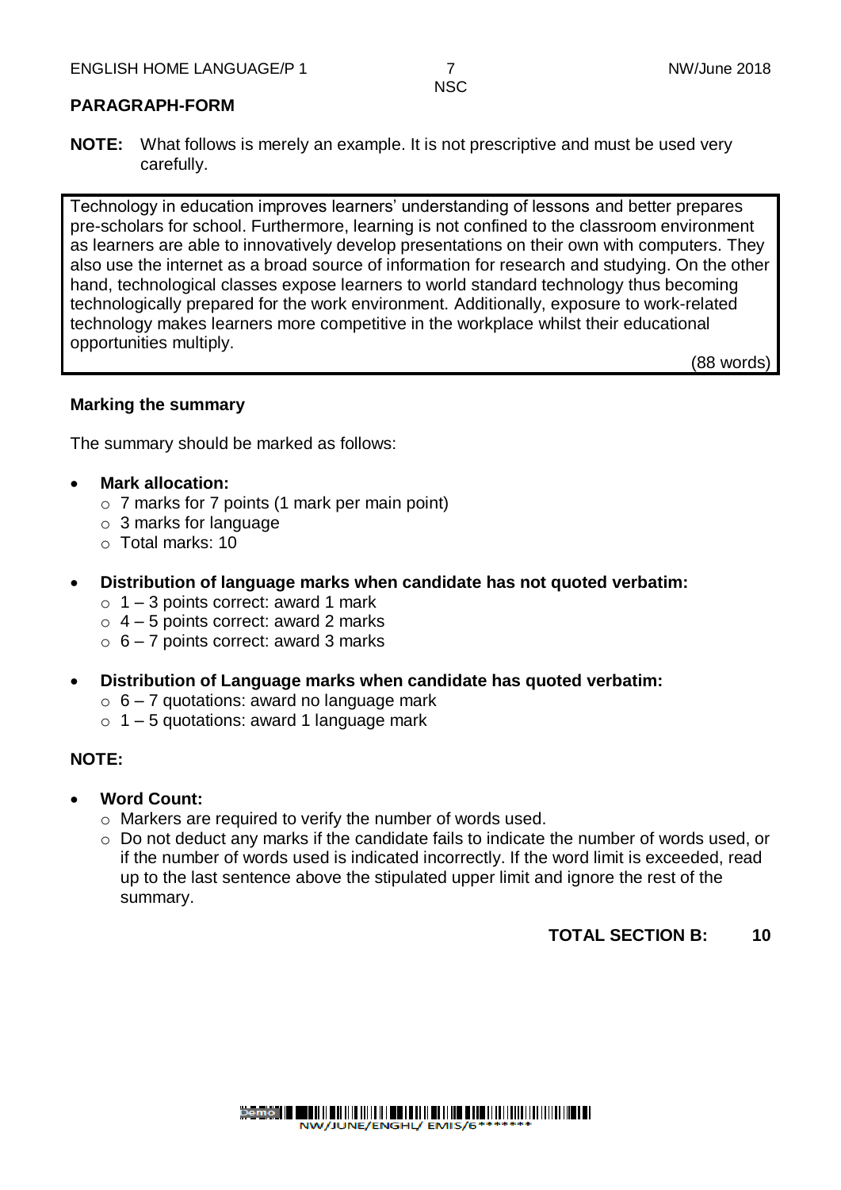## PARAGRAPH-FORM

**NOTE:** What follows is merely an example. It is not prescriptive and must be used very carefully.

> Technology in education improves learners' understanding of lessons and better prepares pre-scholars for school. Furthermore, learning is not confined to the classroom environment as learners are able to innovatively develop presentations on their own with computers. They also use the internet as a broad source of information for research and studying. On the other hand, technological classes expose learners to world standard technology thus becoming technologically prepared for the work environment. Additionally, exposure to work-related technology makes learners more competitive in the workplace whilst their educational opportunities multiply.
>
> (88 words)

### Marking the summary

The summary should be marked as follows:

- **Mark allocation:**
  - 7 marks for 7 points (1 mark per main point)
  - 3 marks for language
  - Total marks: 10

- **Distribution of language marks when candidate has not quoted verbatim:**
  - 1 – 3 points correct: award 1 mark
  - 4 – 5 points correct: award 2 marks
  - 6 – 7 points correct: award 3 marks

- **Distribution of Language marks when candidate has quoted verbatim:**
  - 6 – 7 quotations: award no language mark
  - 1 – 5 quotations: award 1 language mark

**NOTE:**

- **Word Count:**
  - Markers are required to verify the number of words used.
  - Do not deduct any marks if the candidate fails to indicate the number of words used, or if the number of words used is indicated incorrectly. If the word limit is exceeded, read up to the last sentence above the stipulated upper limit and ignore the rest of the summary.

**TOTAL SECTION B: 10**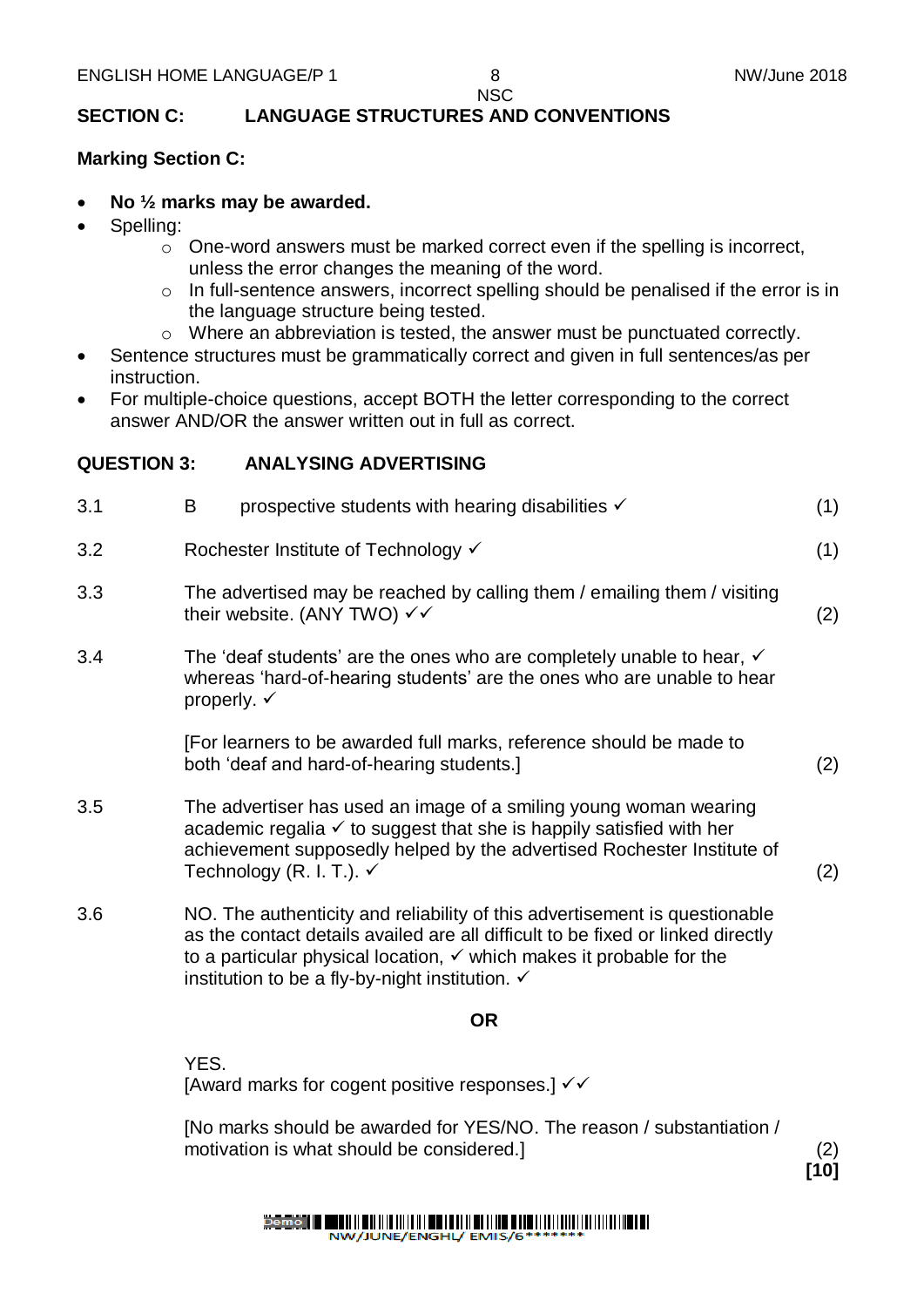## SECTION C: LANGUAGE STRUCTURES AND CONVENTIONS

**Marking Section C:**

- **No ½ marks may be awarded.**
- Spelling:
  - One-word answers must be marked correct even if the spelling is incorrect, unless the error changes the meaning of the word.
  - In full-sentence answers, incorrect spelling should be penalised if the error is in the language structure being tested.
  - Where an abbreviation is tested, the answer must be punctuated correctly.
- Sentence structures must be grammatically correct and given in full sentences/as per instruction.
- For multiple-choice questions, accept BOTH the letter corresponding to the correct answer AND/OR the answer written out in full as correct.

### QUESTION 3: ANALYSING ADVERTISING

3.1 B prospective students with hearing disabilities ✓ (1)

3.2 Rochester Institute of Technology ✓ (1)

3.3 The advertised may be reached by calling them / emailing them / visiting their website. (ANY TWO) ✓✓ (2)

3.4 The 'deaf students' are the ones who are completely unable to hear, ✓ whereas 'hard-of-hearing students' are the ones who are unable to hear properly. ✓

[For learners to be awarded full marks, reference should be made to both 'deaf and hard-of-hearing students.] (2)

3.5 The advertiser has used an image of a smiling young woman wearing academic regalia ✓ to suggest that she is happily satisfied with her achievement supposedly helped by the advertised Rochester Institute of Technology (R. I. T.). ✓ (2)

3.6 NO. The authenticity and reliability of this advertisement is questionable as the contact details availed are all difficult to be fixed or linked directly to a particular physical location, ✓ which makes it probable for the institution to be a fly-by-night institution. ✓

**OR**

YES.
[Award marks for cogent positive responses.] ✓✓

[No marks should be awarded for YES/NO. The reason / substantiation / motivation is what should be considered.] (2)

**[10]**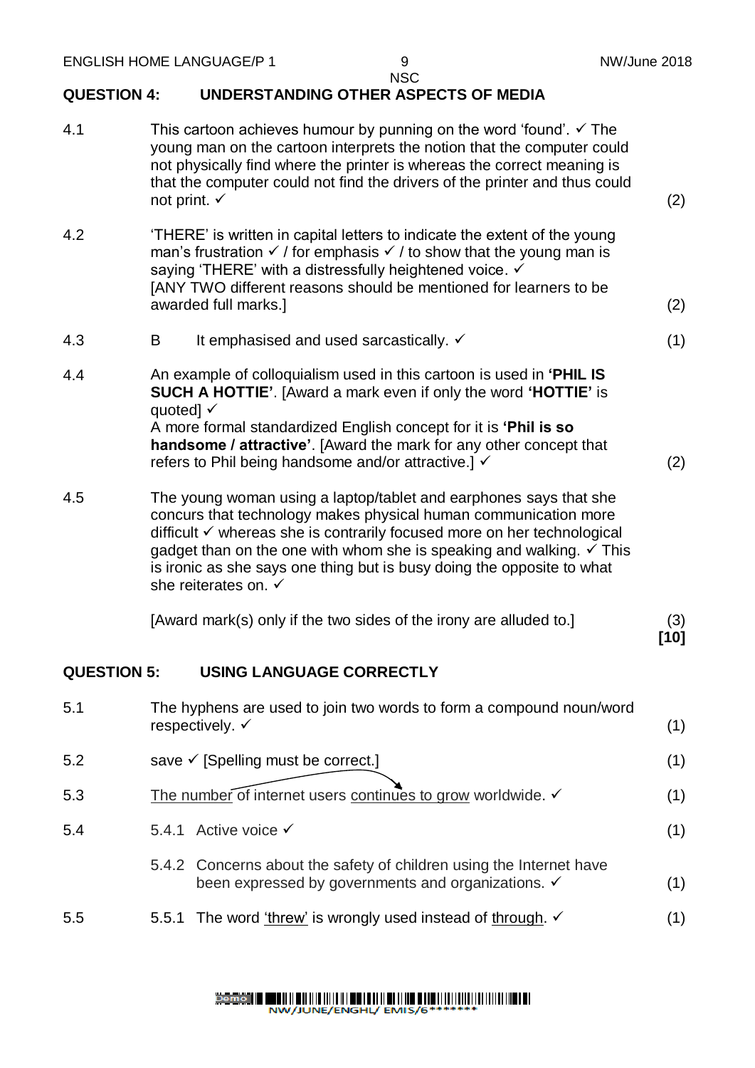## QUESTION 4: UNDERSTANDING OTHER ASPECTS OF MEDIA

4.1 This cartoon achieves humour by punning on the word 'found'. ✓ The young man on the cartoon interprets the notion that the computer could not physically find where the printer is whereas the correct meaning is that the computer could not find the drivers of the printer and thus could not print. ✓ (2)

4.2 'THERE' is written in capital letters to indicate the extent of the young man's frustration ✓ / for emphasis ✓ / to show that the young man is saying 'THERE' with a distressfully heightened voice. ✓
[ANY TWO different reasons should be mentioned for learners to be awarded full marks.] (2)

4.3 B It emphasised and used sarcastically. ✓ (1)

4.4 An example of colloquialism used in this cartoon is used in **'PHIL IS SUCH A HOTTIE'**. [Award a mark even if only the word **'HOTTIE'** is quoted] ✓
A more formal standardized English concept for it is **'Phil is so handsome / attractive'**. [Award the mark for any other concept that refers to Phil being handsome and/or attractive.] ✓ (2)

4.5 The young woman using a laptop/tablet and earphones says that she concurs that technology makes physical human communication more difficult ✓ whereas she is contrarily focused more on her technological gadget than on the one with whom she is speaking and walking. ✓ This is ironic as she says one thing but is busy doing the opposite to what she reiterates on. ✓

[Award mark(s) only if the two sides of the irony are alluded to.] (3)
**[10]**

## QUESTION 5: USING LANGUAGE CORRECTLY

5.1 The hyphens are used to join two words to form a compound noun/word respectively. ✓ (1)

5.2 save ✓ [Spelling must be correct.] (1)

5.3 The number of internet users continues to grow worldwide. ✓ (1)

5.4 5.4.1 Active voice ✓ (1)

5.4.2 Concerns about the safety of children using the Internet have been expressed by governments and organizations. ✓ (1)

5.5 5.5.1 The word 'threw' is wrongly used instead of through. ✓ (1)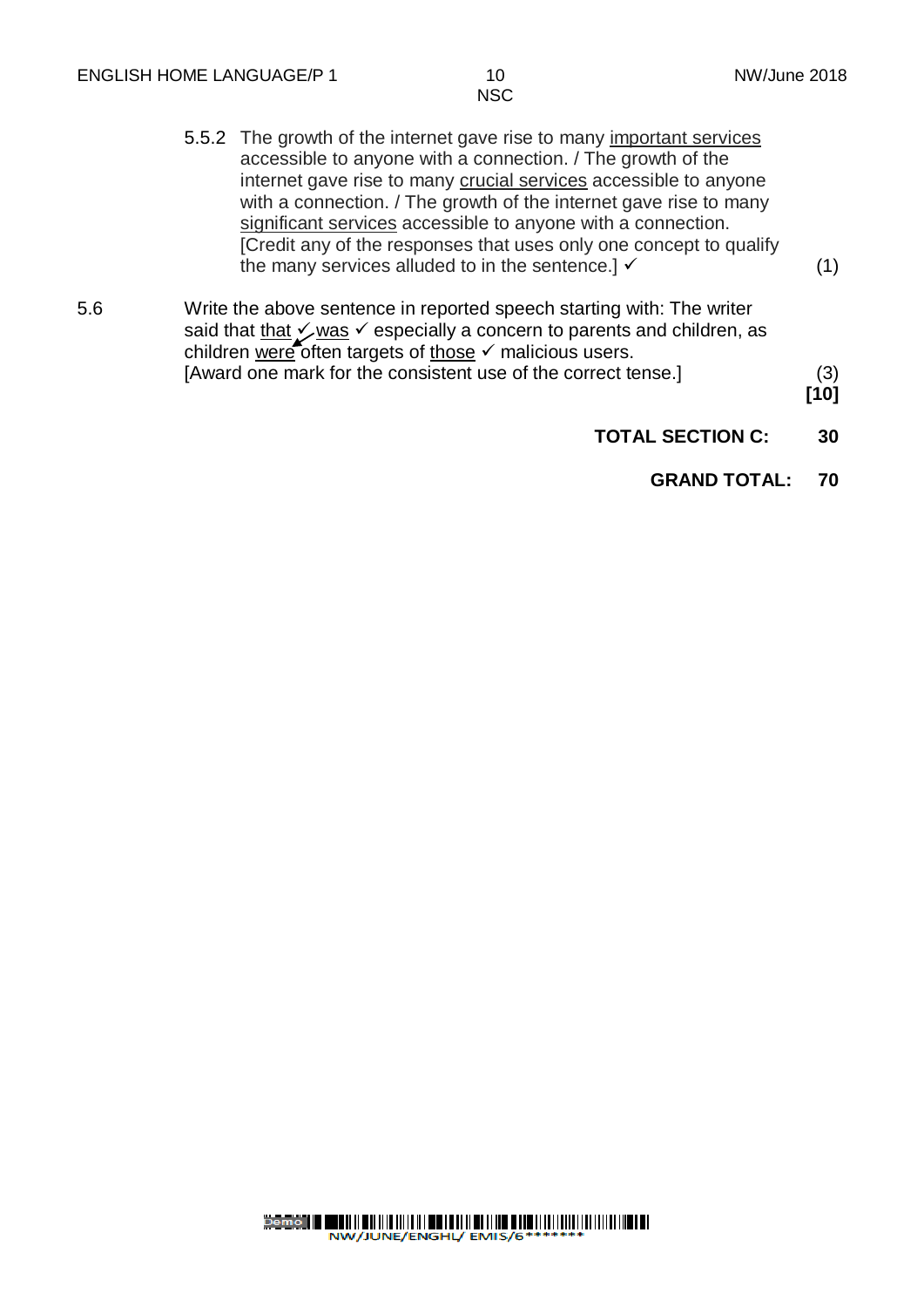5.5.2 The growth of the internet gave rise to many <u>important services</u> accessible to anyone with a connection. / The growth of the internet gave rise to many <u>crucial services</u> accessible to anyone with a connection. / The growth of the internet gave rise to many <u>significant services</u> accessible to anyone with a connection. [Credit any of the responses that uses only one concept to qualify the many services alluded to in the sentence.] ✓ (1)

5.6 Write the above sentence in reported speech starting with: The writer said that <u>that</u> ✓ <u>was</u> ✓ especially a concern to parents and children, as children <u>were</u> often targets of <u>those</u> ✓ malicious users.
[Award one mark for the consistent use of the correct tense.] (3)
**[10]**

**TOTAL SECTION C: 30**

**GRAND TOTAL: 70**